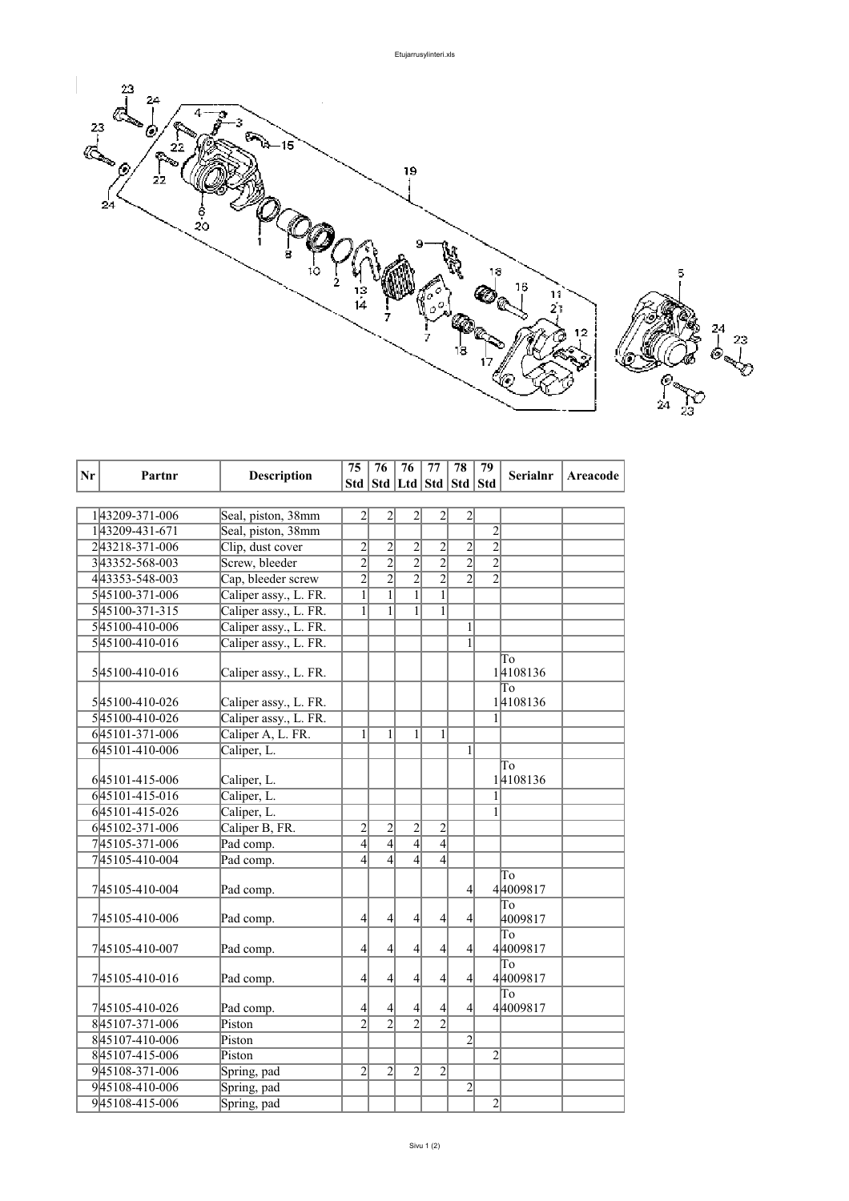| Nr | Partnr | Description | 75 Std | 76 Std | 76 Ltd | 77 Std | 78 Std | 79 Std | Serialnr | Areacode |
|---|---|---|---|---|---|---|---|---|---|---|
| 1 | 43209-371-006 | Seal, piston, 38mm | 2 | 2 | 2 | 2 | 2 | | | |
| 1 | 43209-431-671 | Seal, piston, 38mm | | | | | | 2 | | |
| 2 | 43218-371-006 | Clip, dust cover | 2 | 2 | 2 | 2 | 2 | 2 | | |
| 3 | 43352-568-003 | Screw, bleeder | 2 | 2 | 2 | 2 | 2 | 2 | | |
| 4 | 43353-548-003 | Cap, bleeder screw | 2 | 2 | 2 | 2 | 2 | 2 | | |
| 5 | 45100-371-006 | Caliper assy., L. FR. | 1 | 1 | 1 | 1 | | | | |
| 5 | 45100-371-315 | Caliper assy., L. FR. | 1 | 1 | 1 | 1 | | | | |
| 5 | 45100-410-006 | Caliper assy., L. FR. | | | | | 1 | | | |
| 5 | 45100-410-016 | Caliper assy., L. FR. | | | | | 1 | | | |
| 5 | 45100-410-016 | Caliper assy., L. FR. | | | | | | 1 | To 4108136 | |
| 5 | 45100-410-026 | Caliper assy., L. FR. | | | | | | 1 | To 4108136 | |
| 5 | 45100-410-026 | Caliper assy., L. FR. | | | | | | 1 | | |
| 6 | 45101-371-006 | Caliper A, L. FR. | 1 | 1 | 1 | 1 | | | | |
| 6 | 45101-410-006 | Caliper, L. | | | | | 1 | | | |
| 6 | 45101-415-006 | Caliper, L. | | | | | | 1 | To 4108136 | |
| 6 | 45101-415-016 | Caliper, L. | | | | | | 1 | | |
| 6 | 45101-415-026 | Caliper, L. | | | | | | 1 | | |
| 6 | 45102-371-006 | Caliper B, FR. | 2 | 2 | 2 | 2 | | | | |
| 7 | 45105-371-006 | Pad comp. | 4 | 4 | 4 | 4 | | | | |
| 7 | 45105-410-004 | Pad comp. | 4 | 4 | 4 | 4 | | | | |
| 7 | 45105-410-004 | Pad comp. | | | | | 4 | 4 | To 4009817 | |
| 7 | 45105-410-006 | Pad comp. | 4 | 4 | 4 | 4 | 4 | | To 4009817 | |
| 7 | 45105-410-007 | Pad comp. | 4 | 4 | 4 | 4 | 4 | 4 | To 4009817 | |
| 7 | 45105-410-016 | Pad comp. | 4 | 4 | 4 | 4 | 4 | 4 | To 4009817 | |
| 7 | 45105-410-026 | Pad comp. | 4 | 4 | 4 | 4 | 4 | 4 | To 4009817 | |
| 8 | 45107-371-006 | Piston | 2 | 2 | 2 | 2 | | | | |
| 8 | 45107-410-006 | Piston | | | | | 2 | | | |
| 8 | 45107-415-006 | Piston | | | | | | 2 | | |
| 9 | 45108-371-006 | Spring, pad | 2 | 2 | 2 | 2 | | | | |
| 9 | 45108-410-006 | Spring, pad | | | | | 2 | | | |
| 9 | 45108-415-006 | Spring, pad | | | | | | 2 | | |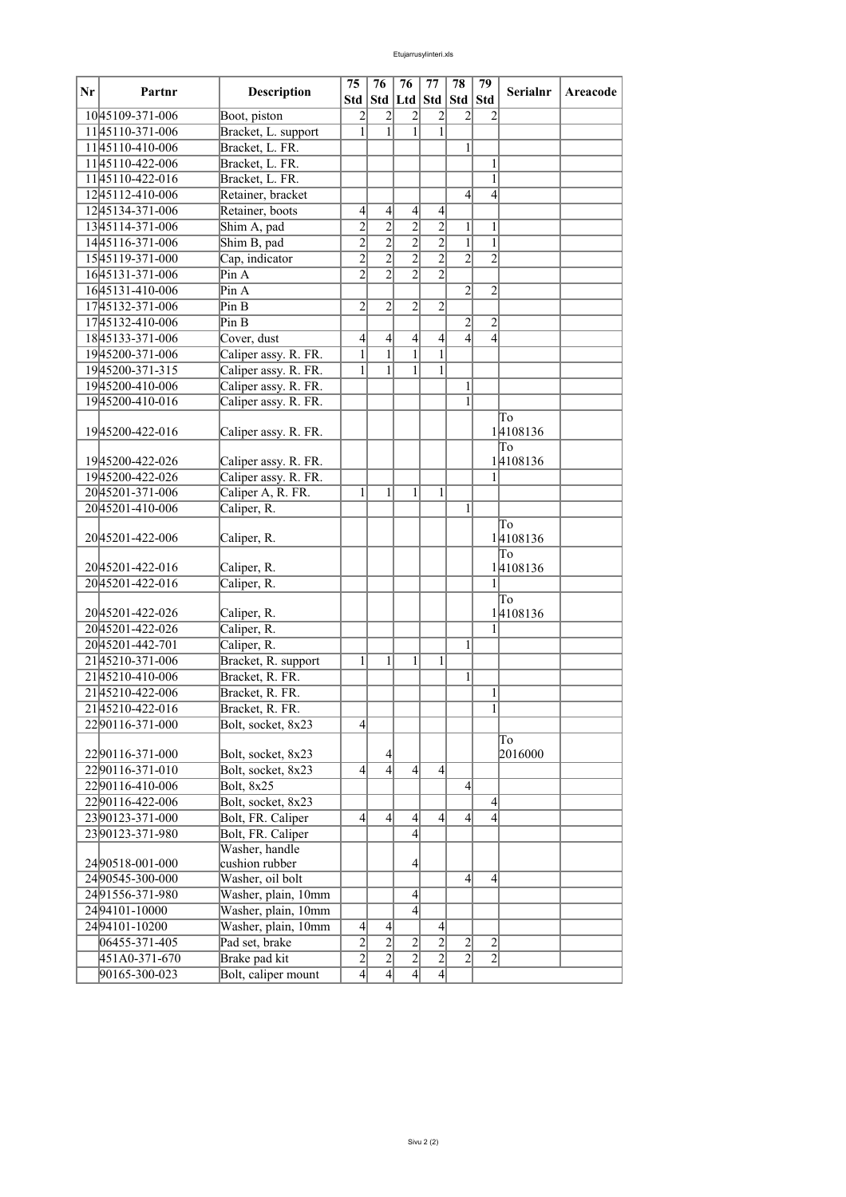| Nr | Partnr | Description | 75 Std | 76 Std | 76 Ltd | 77 Std | 78 Std | 79 Std | Serialnr | Areacode |
|---|---|---|---|---|---|---|---|---|---|---|
| 10 | 45109-371-006 | Boot, piston | 2 | 2 | 2 | 2 | 2 | 2 | | |
| 11 | 45110-371-006 | Bracket, L. support | 1 | 1 | 1 | 1 | | | | |
| 11 | 45110-410-006 | Bracket, L. FR. | | | | | 1 | | | |
| 11 | 45110-422-006 | Bracket, L. FR. | | | | | | 1 | | |
| 11 | 45110-422-016 | Bracket, L. FR. | | | | | | 1 | | |
| 12 | 45112-410-006 | Retainer, bracket | | | | | 4 | 4 | | |
| 12 | 45134-371-006 | Retainer, boots | 4 | 4 | 4 | 4 | | | | |
| 13 | 45114-371-006 | Shim A, pad | 2 | 2 | 2 | 2 | 1 | 1 | | |
| 14 | 45116-371-006 | Shim B, pad | 2 | 2 | 2 | 2 | 1 | 1 | | |
| 15 | 45119-371-000 | Cap, indicator | 2 | 2 | 2 | 2 | 2 | 2 | | |
| 16 | 45131-371-006 | Pin A | 2 | 2 | 2 | 2 | | | | |
| 16 | 45131-410-006 | Pin A | | | | | 2 | 2 | | |
| 17 | 45132-371-006 | Pin B | 2 | 2 | 2 | 2 | | | | |
| 17 | 45132-410-006 | Pin B | | | | | 2 | 2 | | |
| 18 | 45133-371-006 | Cover, dust | 4 | 4 | 4 | 4 | 4 | 4 | | |
| 19 | 45200-371-006 | Caliper assy. R. FR. | 1 | 1 | 1 | 1 | | | | |
| 19 | 45200-371-315 | Caliper assy. R. FR. | 1 | 1 | 1 | 1 | | | | |
| 19 | 45200-410-006 | Caliper assy. R. FR. | | | | | 1 | | | |
| 19 | 45200-410-016 | Caliper assy. R. FR. | | | | | 1 | | | |
| 19 | 45200-422-016 | Caliper assy. R. FR. | | | | | | 1 | To 4108136 | |
| 19 | 45200-422-026 | Caliper assy. R. FR. | | | | | | 1 | To 4108136 | |
| 19 | 45200-422-026 | Caliper assy. R. FR. | | | | | | 1 | | |
| 20 | 45201-371-006 | Caliper A, R. FR. | 1 | 1 | 1 | 1 | | | | |
| 20 | 45201-410-006 | Caliper, R. | | | | | 1 | | | |
| 20 | 45201-422-006 | Caliper, R. | | | | | | 1 | To 4108136 | |
| 20 | 45201-422-016 | Caliper, R. | | | | | | 1 | To 4108136 | |
| 20 | 45201-422-016 | Caliper, R. | | | | | | 1 | | |
| 20 | 45201-422-026 | Caliper, R. | | | | | | 1 | To 4108136 | |
| 20 | 45201-422-026 | Caliper, R. | | | | | | 1 | | |
| 20 | 45201-442-701 | Caliper, R. | | | | | 1 | | | |
| 21 | 45210-371-006 | Bracket, R. support | 1 | 1 | 1 | 1 | | | | |
| 21 | 45210-410-006 | Bracket, R. FR. | | | | | 1 | | | |
| 21 | 45210-422-006 | Bracket, R. FR. | | | | | | 1 | | |
| 21 | 45210-422-016 | Bracket, R. FR. | | | | | | 1 | | |
| 22 | 90116-371-000 | Bolt, socket, 8x23 | 4 | | | | | | | |
| 22 | 90116-371-000 | Bolt, socket, 8x23 | | 4 | | | | | To 2016000 | |
| 22 | 90116-371-010 | Bolt, socket, 8x23 | 4 | 4 | 4 | 4 | | | | |
| 22 | 90116-410-006 | Bolt, 8x25 | | | | | 4 | | | |
| 22 | 90116-422-006 | Bolt, socket, 8x23 | | | | | | 4 | | |
| 23 | 90123-371-000 | Bolt, FR. Caliper | 4 | 4 | 4 | 4 | 4 | 4 | | |
| 23 | 90123-371-980 | Bolt, FR. Caliper | | | 4 | | | | | |
| 24 | 90518-001-000 | Washer, handle cushion rubber | | | 4 | | | | | |
| 24 | 90545-300-000 | Washer, oil bolt | | | | | 4 | 4 | | |
| 24 | 91556-371-980 | Washer, plain, 10mm | | | 4 | | | | | |
| 24 | 94101-10000 | Washer, plain, 10mm | | | 4 | | | | | |
| 24 | 94101-10200 | Washer, plain, 10mm | 4 | 4 | | 4 | | | | |
| | 06455-371-405 | Pad set, brake | 2 | 2 | 2 | 2 | 2 | 2 | | |
| | 451A0-371-670 | Brake pad kit | 2 | 2 | 2 | 2 | 2 | 2 | | |
| | 90165-300-023 | Bolt, caliper mount | 4 | 4 | 4 | 4 | | | | |